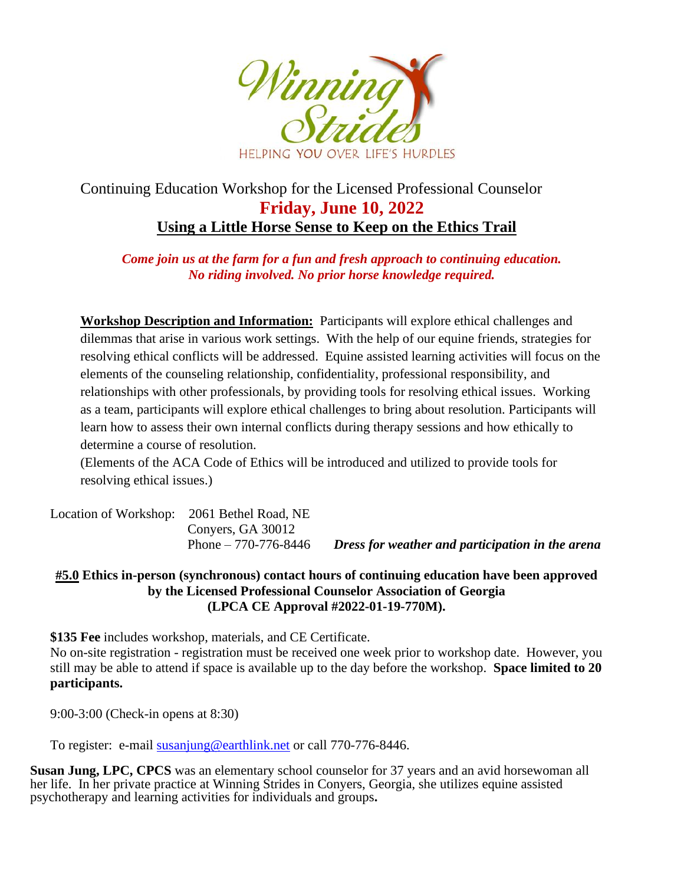Winning Strides

HELPING YOU OVER LIFE'S HURDLES

Continuing Education Workshop for the Licensed Professional Counselor

## Friday, June 10, 2022

## Using a Little Horse Sense to Keep on the Ethics Trail

***Come join us at the farm for a fun and fresh approach to continuing education. No riding involved. No prior horse knowledge required.***

**Workshop Description and Information:** Participants will explore ethical challenges and dilemmas that arise in various work settings. With the help of our equine friends, strategies for resolving ethical conflicts will be addressed. Equine assisted learning activities will focus on the elements of the counseling relationship, confidentiality, professional responsibility, and relationships with other professionals, by providing tools for resolving ethical issues. Working as a team, participants will explore ethical challenges to bring about resolution. Participants will learn how to assess their own internal conflicts during therapy sessions and how ethically to determine a course of resolution.
(Elements of the ACA Code of Ethics will be introduced and utilized to provide tools for resolving ethical issues.)

Location of Workshop: 2061 Bethel Road, NE
Conyers, GA 30012
Phone – 770-776-8446 ***Dress for weather and participation in the arena***

**#5.0 Ethics in-person (synchronous) contact hours of continuing education have been approved by the Licensed Professional Counselor Association of Georgia (LPCA CE Approval #2022-01-19-770M).**

**$135 Fee** includes workshop, materials, and CE Certificate.
No on-site registration - registration must be received one week prior to workshop date. However, you still may be able to attend if space is available up to the day before the workshop. **Space limited to 20 participants.**

9:00-3:00 (Check-in opens at 8:30)

To register: e-mail susanjung@earthlink.net or call 770-776-8446.

**Susan Jung, LPC, CPCS** was an elementary school counselor for 37 years and an avid horsewoman all her life. In her private practice at Winning Strides in Conyers, Georgia, she utilizes equine assisted psychotherapy and learning activities for individuals and groups.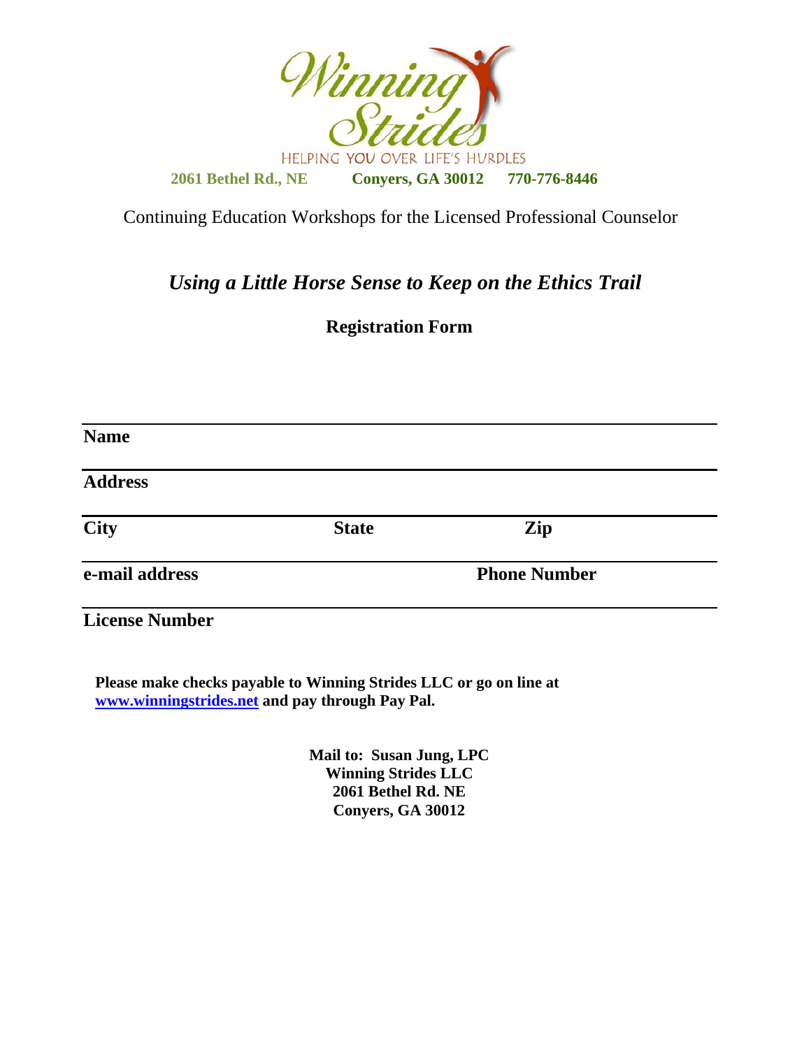Winning Strides

HELPING YOU OVER LIFE'S HURDLES

**2061 Bethel Rd., NE  Conyers, GA 30012  770-776-8446**

Continuing Education Workshops for the Licensed Professional Counselor

## *Using a Little Horse Sense to Keep on the Ethics Trail*

### Registration Form

**Name**

**Address**

**City** **State** **Zip**

**e-mail address** **Phone Number**

**License Number**

**Please make checks payable to Winning Strides LLC or go on line at [www.winningstrides.net](http://www.winningstrides.net) and pay through Pay Pal.**

**Mail to: Susan Jung, LPC**
**Winning Strides LLC**
**2061 Bethel Rd. NE**
**Conyers, GA 30012**